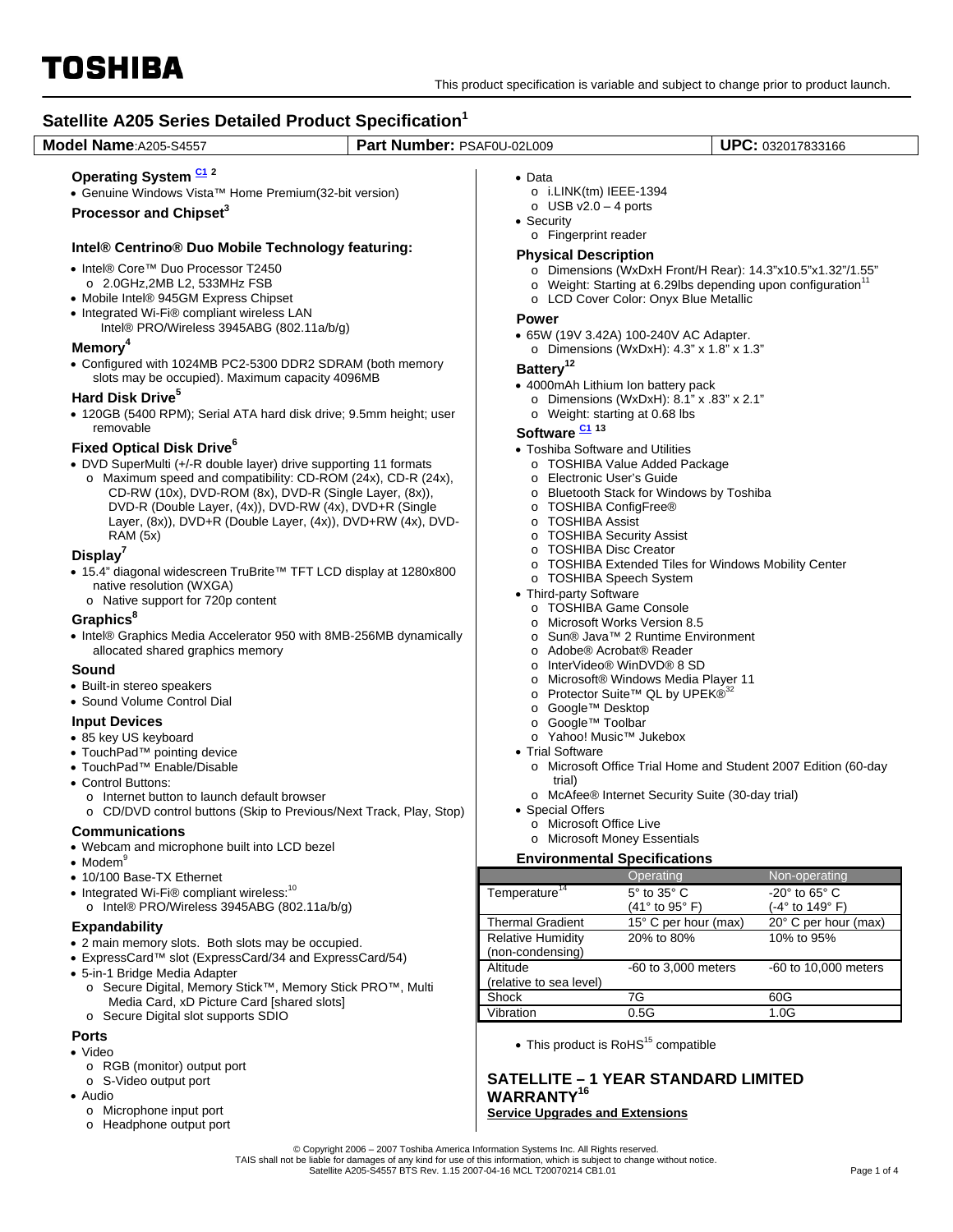TOSHIBA

This product specification is variable and subject to change prior to product launch.

# Satellite A205 Series Detailed Product Specification[1]

| Model Name:A205-S4557 | Part Number: PSAF0U-02L009 | UPC: 032017833166 |
|---|---|---|

### Operating System C1 [2]

- Genuine Windows Vista™ Home Premium(32-bit version)

### Processor and Chipset[3]

### Intel® Centrino® Duo Mobile Technology featuring:

- Intel® Core™ Duo Processor T2450
  - 2.0GHz,2MB L2, 533MHz FSB
- Mobile Intel® 945GM Express Chipset
- Integrated Wi-Fi® compliant wireless LAN
  Intel® PRO/Wireless 3945ABG (802.11a/b/g)

### Memory[4]

- Configured with 1024MB PC2-5300 DDR2 SDRAM (both memory slots may be occupied). Maximum capacity 4096MB

### Hard Disk Drive[5]

- 120GB (5400 RPM); Serial ATA hard disk drive; 9.5mm height; user removable

### Fixed Optical Disk Drive[6]

- DVD SuperMulti (+/-R double layer) drive supporting 11 formats
  - Maximum speed and compatibility: CD-ROM (24x), CD-R (24x), CD-RW (10x), DVD-ROM (8x), DVD-R (Single Layer, (8x)), DVD-R (Double Layer, (4x)), DVD-RW (4x), DVD+R (Single Layer, (8x)), DVD+R (Double Layer, (4x)), DVD+RW (4x), DVD-RAM (5x)

### Display[7]

- 15.4" diagonal widescreen TruBrite™ TFT LCD display at 1280x800 native resolution (WXGA)
  - Native support for 720p content

### Graphics[8]

- Intel® Graphics Media Accelerator 950 with 8MB-256MB dynamically allocated shared graphics memory

### Sound

- Built-in stereo speakers
- Sound Volume Control Dial

### Input Devices

- 85 key US keyboard
- TouchPad™ pointing device
- TouchPad™ Enable/Disable
- Control Buttons:
  - Internet button to launch default browser
  - CD/DVD control buttons (Skip to Previous/Next Track, Play, Stop)

### Communications

- Webcam and microphone built into LCD bezel
- Modem[9]
- 10/100 Base-TX Ethernet
- Integrated Wi-Fi® compliant wireless:[10]
  - Intel® PRO/Wireless 3945ABG (802.11a/b/g)

### Expandability

- 2 main memory slots. Both slots may be occupied.
- ExpressCard™ slot (ExpressCard/34 and ExpressCard/54)
- 5-in-1 Bridge Media Adapter
  - Secure Digital, Memory Stick™, Memory Stick PRO™, Multi Media Card, xD Picture Card [shared slots]
  - Secure Digital slot supports SDIO

### Ports

- Video
  - RGB (monitor) output port
  - S-Video output port
- Audio
  - Microphone input port
  - Headphone output port
- Data
  - i.LINK(tm) IEEE-1394
  - USB v2.0 – 4 ports
- Security
  - Fingerprint reader

### Physical Description

- Dimensions (WxDxH Front/H Rear): 14.3"x10.5"x1.32"/1.55"
- Weight: Starting at 6.29lbs depending upon configuration[11]
- LCD Cover Color: Onyx Blue Metallic

### Power

- 65W (19V 3.42A) 100-240V AC Adapter.
  - Dimensions (WxDxH): 4.3" x 1.8" x 1.3"

### Battery[12]

- 4000mAh Lithium Ion battery pack
  - Dimensions (WxDxH): 8.1" x .83" x 2.1"
  - Weight: starting at 0.68 lbs

### Software C1 [13]

- Toshiba Software and Utilities
  - TOSHIBA Value Added Package
  - Electronic User's Guide
  - Bluetooth Stack for Windows by Toshiba
  - TOSHIBA ConfigFree®
  - TOSHIBA Assist
  - TOSHIBA Security Assist
  - TOSHIBA Disc Creator
  - TOSHIBA Extended Tiles for Windows Mobility Center
  - TOSHIBA Speech System
- Third-party Software
  - TOSHIBA Game Console
  - Microsoft Works Version 8.5
  - Sun® Java™ 2 Runtime Environment
  - Adobe® Acrobat® Reader
  - InterVideo® WinDVD® 8 SD
  - Microsoft® Windows Media Player 11
  - Protector Suite™ QL by UPEK®[32]
  - Google™ Desktop
  - Google™ Toolbar
  - Yahoo! Music™ Jukebox
- Trial Software
  - Microsoft Office Trial Home and Student 2007 Edition (60-day trial)
  - McAfee® Internet Security Suite (30-day trial)
- Special Offers
  - Microsoft Office Live
  - Microsoft Money Essentials

### Environmental Specifications

| | Operating | Non-operating |
|---|---|---|
| Temperature[14] | 5° to 35° C (41° to 95° F) | -20° to 65° C (-4° to 149° F) |
| Thermal Gradient | 15° C per hour (max) | 20° C per hour (max) |
| Relative Humidity (non-condensing) | 20% to 80% | 10% to 95% |
| Altitude (relative to sea level) | -60 to 3,000 meters | -60 to 10,000 meters |
| Shock | 7G | 60G |
| Vibration | 0.5G | 1.0G |

- This product is RoHS[15] compatible

## SATELLITE – 1 YEAR STANDARD LIMITED WARRANTY[16]

**Service Upgrades and Extensions**

© Copyright 2006 – 2007 Toshiba America Information Systems Inc. All Rights reserved.
TAIS shall not be liable for damages of any kind for use of this information, which is subject to change without notice.
Satellite A205-S4557 BTS Rev. 1.15 2007-04-16 MCL T20070214 CB1.01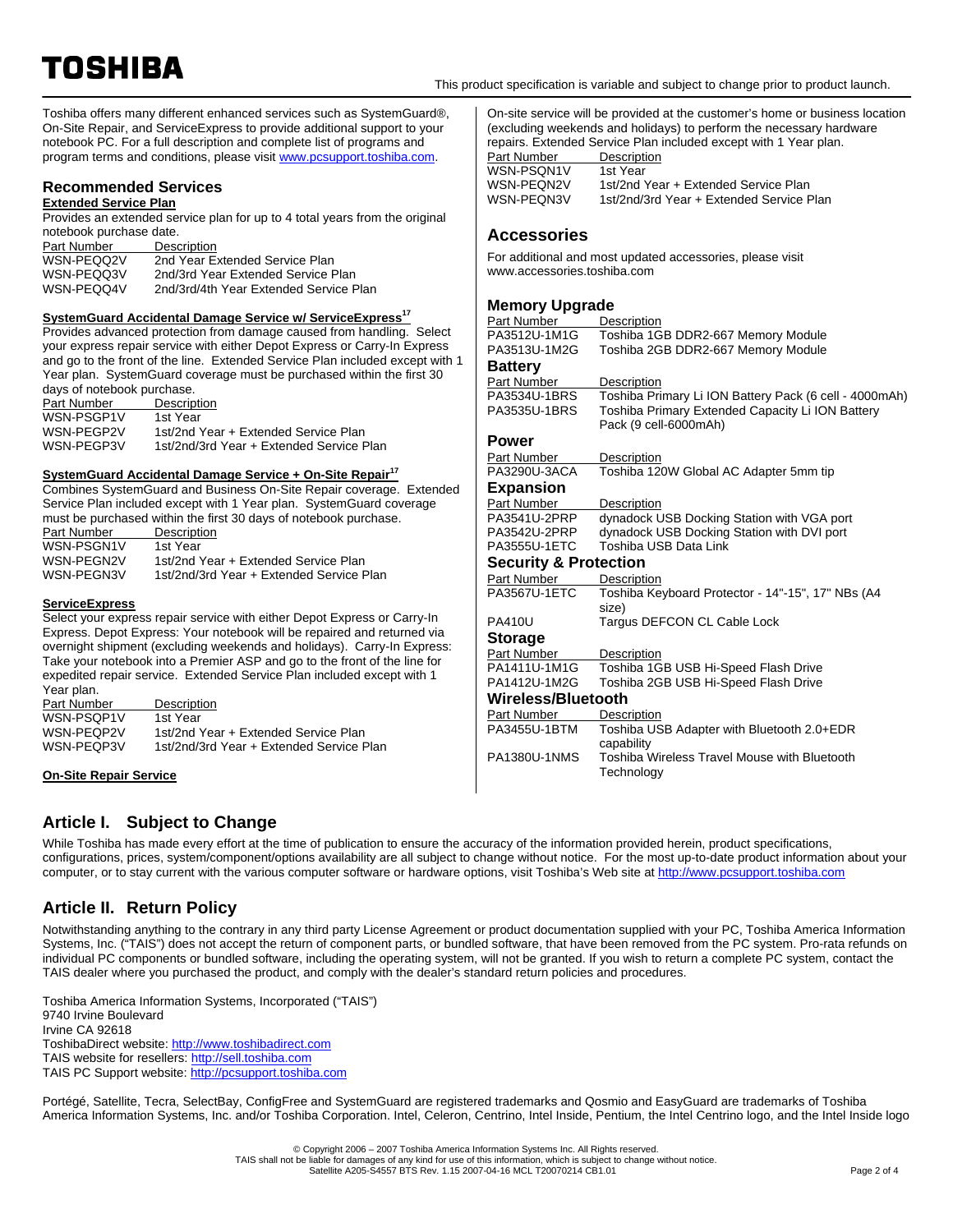Toshiba offers many different enhanced services such as SystemGuard®, On-Site Repair, and ServiceExpress to provide additional support to your notebook PC. For a full description and complete list of programs and program terms and conditions, please visit www.pcsupport.toshiba.com.

## Recommended Services

**Extended Service Plan**

Provides an extended service plan for up to 4 total years from the original notebook purchase date.

| Part Number | Description |
|---|---|
| WSN-PEQQ2V | 2nd Year Extended Service Plan |
| WSN-PEQQ3V | 2nd/3rd Year Extended Service Plan |
| WSN-PEQQ4V | 2nd/3rd/4th Year Extended Service Plan |

**SystemGuard Accidental Damage Service w/ ServiceExpress[17]**

Provides advanced protection from damage caused from handling. Select your express repair service with either Depot Express or Carry-In Express and go to the front of the line. Extended Service Plan included except with 1 Year plan. SystemGuard coverage must be purchased within the first 30 days of notebook purchase.

| Part Number | Description |
|---|---|
| WSN-PSGP1V | 1st Year |
| WSN-PEGP2V | 1st/2nd Year + Extended Service Plan |
| WSN-PEGP3V | 1st/2nd/3rd Year + Extended Service Plan |

**SystemGuard Accidental Damage Service + On-Site Repair[17]**

Combines SystemGuard and Business On-Site Repair coverage. Extended Service Plan included except with 1 Year plan. SystemGuard coverage must be purchased within the first 30 days of notebook purchase.

| Part Number | Description |
|---|---|
| WSN-PSGN1V | 1st Year |
| WSN-PEGN2V | 1st/2nd Year + Extended Service Plan |
| WSN-PEGN3V | 1st/2nd/3rd Year + Extended Service Plan |

**ServiceExpress**

Select your express repair service with either Depot Express or Carry-In Express. Depot Express: Your notebook will be repaired and returned via overnight shipment (excluding weekends and holidays). Carry-In Express: Take your notebook into a Premier ASP and go to the front of the line for expedited repair service. Extended Service Plan included except with 1 Year plan.

| Part Number | Description |
|---|---|
| WSN-PSQP1V | 1st Year |
| WSN-PEQP2V | 1st/2nd Year + Extended Service Plan |
| WSN-PEQP3V | 1st/2nd/3rd Year + Extended Service Plan |

**On-Site Repair Service**

On-site service will be provided at the customer's home or business location (excluding weekends and holidays) to perform the necessary hardware repairs. Extended Service Plan included except with 1 Year plan.

| Part Number | Description |
|---|---|
| WSN-PSQN1V | 1st Year |
| WSN-PEQN2V | 1st/2nd Year + Extended Service Plan |
| WSN-PEQN3V | 1st/2nd/3rd Year + Extended Service Plan |

## Accessories

For additional and most updated accessories, please visit www.accessories.toshiba.com

### Memory Upgrade

| Part Number | Description |
|---|---|
| PA3512U-1M1G | Toshiba 1GB DDR2-667 Memory Module |
| PA3513U-1M2G | Toshiba 2GB DDR2-667 Memory Module |

### Battery

| Part Number | Description |
|---|---|
| PA3534U-1BRS | Toshiba Primary Li ION Battery Pack (6 cell - 4000mAh) |
| PA3535U-1BRS | Toshiba Primary Extended Capacity Li ION Battery Pack (9 cell-6000mAh) |

### Power

| Part Number | Description |
|---|---|
| PA3290U-3ACA | Toshiba 120W Global AC Adapter 5mm tip |

### Expansion

| Part Number | Description |
|---|---|
| PA3541U-2PRP | dynadock USB Docking Station with VGA port |
| PA3542U-2PRP | dynadock USB Docking Station with DVI port |
| PA3555U-1ETC | Toshiba USB Data Link |

### Security & Protection

| Part Number | Description |
|---|---|
| PA3567U-1ETC | Toshiba Keyboard Protector - 14"-15", 17" NBs (A4 size) |
| PA410U | Targus DEFCON CL Cable Lock |

### Storage

| Part Number | Description |
|---|---|
| PA1411U-1M1G | Toshiba 1GB USB Hi-Speed Flash Drive |
| PA1412U-1M2G | Toshiba 2GB USB Hi-Speed Flash Drive |

### Wireless/Bluetooth

| Part Number | Description |
|---|---|
| PA3455U-1BTM | Toshiba USB Adapter with Bluetooth 2.0+EDR capability |
| PA1380U-1NMS | Toshiba Wireless Travel Mouse with Bluetooth Technology |

## Article I. Subject to Change

While Toshiba has made every effort at the time of publication to ensure the accuracy of the information provided herein, product specifications, configurations, prices, system/component/options availability are all subject to change without notice. For the most up-to-date product information about your computer, or to stay current with the various computer software or hardware options, visit Toshiba's Web site at http://www.pcsupport.toshiba.com

## Article II. Return Policy

Notwithstanding anything to the contrary in any third party License Agreement or product documentation supplied with your PC, Toshiba America Information Systems, Inc. ("TAIS") does not accept the return of component parts, or bundled software, that have been removed from the PC system. Pro-rata refunds on individual PC components or bundled software, including the operating system, will not be granted. If you wish to return a complete PC system, contact the TAIS dealer where you purchased the product, and comply with the dealer's standard return policies and procedures.

Toshiba America Information Systems, Incorporated ("TAIS")
9740 Irvine Boulevard
Irvine CA 92618
ToshibaDirect website: http://www.toshibadirect.com
TAIS website for resellers: http://sell.toshiba.com
TAIS PC Support website: http://pcsupport.toshiba.com

Portégé, Satellite, Tecra, SelectBay, ConfigFree and SystemGuard are registered trademarks and Qosmio and EasyGuard are trademarks of Toshiba America Information Systems, Inc. and/or Toshiba Corporation. Intel, Celeron, Centrino, Intel Inside, Pentium, the Intel Centrino logo, and the Intel Inside logo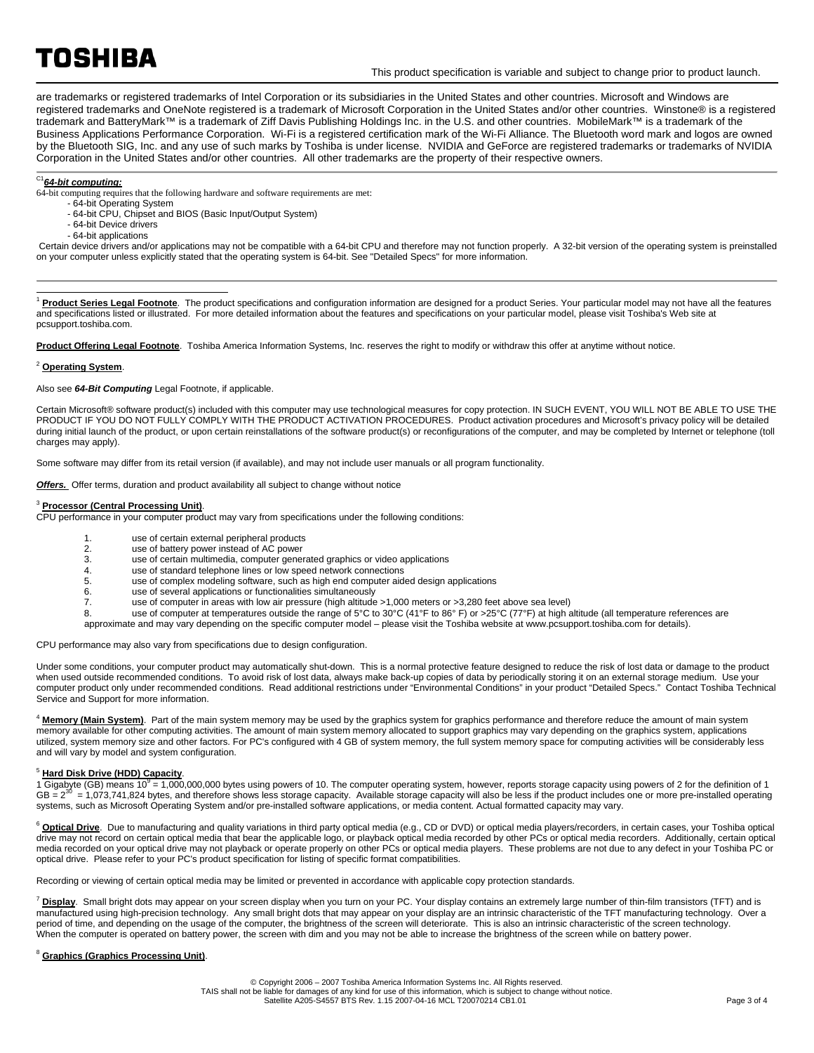are trademarks or registered trademarks of Intel Corporation or its subsidiaries in the United States and other countries. Microsoft and Windows are registered trademarks and OneNote registered is a trademark of Microsoft Corporation in the United States and/or other countries. Winstone® is a registered trademark and BatteryMark™ is a trademark of Ziff Davis Publishing Holdings Inc. in the U.S. and other countries. MobileMark™ is a trademark of the Business Applications Performance Corporation. Wi-Fi is a registered certification mark of the Wi-Fi Alliance. The Bluetooth word mark and logos are owned by the Bluetooth SIG, Inc. and any use of such marks by Toshiba is under license. NVIDIA and GeForce are registered trademarks or trademarks of NVIDIA Corporation in the United States and/or other countries. All other trademarks are the property of their respective owners.

---

[C1] ***64-bit computing:***

64-bit computing requires that the following hardware and software requirements are met:

- 64-bit Operating System
- 64-bit CPU, Chipset and BIOS (Basic Input/Output System)
- 64-bit Device drivers
- 64-bit applications

Certain device drivers and/or applications may not be compatible with a 64-bit CPU and therefore may not function properly. A 32-bit version of the operating system is preinstalled on your computer unless explicitly stated that the operating system is 64-bit. See "Detailed Specs" for more information.

---

[1] **Product Series Legal Footnote**. The product specifications and configuration information are designed for a product Series. Your particular model may not have all the features and specifications listed or illustrated. For more detailed information about the features and specifications on your particular model, please visit Toshiba's Web site at pcsupport.toshiba.com.

**Product Offering Legal Footnote**. Toshiba America Information Systems, Inc. reserves the right to modify or withdraw this offer at anytime without notice.

[2] **Operating System**.

Also see ***64-Bit Computing*** Legal Footnote, if applicable.

Certain Microsoft® software product(s) included with this computer may use technological measures for copy protection. IN SUCH EVENT, YOU WILL NOT BE ABLE TO USE THE PRODUCT IF YOU DO NOT FULLY COMPLY WITH THE PRODUCT ACTIVATION PROCEDURES. Product activation procedures and Microsoft's privacy policy will be detailed during initial launch of the product, or upon certain reinstallations of the software product(s) or reconfigurations of the computer, and may be completed by Internet or telephone (toll charges may apply).

Some software may differ from its retail version (if available), and may not include user manuals or all program functionality.

***Offers.*** Offer terms, duration and product availability all subject to change without notice

[3] **Processor (Central Processing Unit)**.
CPU performance in your computer product may vary from specifications under the following conditions:

1. use of certain external peripheral products
2. use of battery power instead of AC power
3. use of certain multimedia, computer generated graphics or video applications
4. use of standard telephone lines or low speed network connections
5. use of complex modeling software, such as high end computer aided design applications
6. use of several applications or functionalities simultaneously
7. use of computer in areas with low air pressure (high altitude >1,000 meters or >3,280 feet above sea level)
8. use of computer at temperatures outside the range of 5°C to 30°C (41°F to 86° F) or >25°C (77°F) at high altitude (all temperature references are approximate and may vary depending on the specific computer model – please visit the Toshiba website at www.pcsupport.toshiba.com for details).

CPU performance may also vary from specifications due to design configuration.

Under some conditions, your computer product may automatically shut-down. This is a normal protective feature designed to reduce the risk of lost data or damage to the product when used outside recommended conditions. To avoid risk of lost data, always make back-up copies of data by periodically storing it on an external storage medium. Use your computer product only under recommended conditions. Read additional restrictions under "Environmental Conditions" in your product "Detailed Specs." Contact Toshiba Technical Service and Support for more information.

[4] **Memory (Main System)**. Part of the main system memory may be used by the graphics system for graphics performance and therefore reduce the amount of main system memory available for other computing activities. The amount of main system memory allocated to support graphics may vary depending on the graphics system, applications utilized, system memory size and other factors. For PC's configured with 4 GB of system memory, the full system memory space for computing activities will be considerably less and will vary by model and system configuration.

[5] **Hard Disk Drive (HDD) Capacity**.
1 Gigabyte (GB) means $10^9$ = 1,000,000,000 bytes using powers of 10. The computer operating system, however, reports storage capacity using powers of 2 for the definition of 1 GB = $2^{30}$ = 1,073,741,824 bytes, and therefore shows less storage capacity. Available storage capacity will also be less if the product includes one or more pre-installed operating systems, such as Microsoft Operating System and/or pre-installed software applications, or media content. Actual formatted capacity may vary.

[6] **Optical Drive**. Due to manufacturing and quality variations in third party optical media (e.g., CD or DVD) or optical media players/recorders, in certain cases, your Toshiba optical drive may not record on certain optical media that bear the applicable logo, or playback optical media recorded by other PCs or optical media recorders. Additionally, certain optical media recorded on your optical drive may not playback or operate properly on other PCs or optical media players. These problems are not due to any defect in your Toshiba PC or optical drive. Please refer to your PC's product specification for listing of specific format compatibilities.

Recording or viewing of certain optical media may be limited or prevented in accordance with applicable copy protection standards.

[7] **Display**. Small bright dots may appear on your screen display when you turn on your PC. Your display contains an extremely large number of thin-film transistors (TFT) and is manufactured using high-precision technology. Any small bright dots that may appear on your display are an intrinsic characteristic of the TFT manufacturing technology. Over a period of time, and depending on the usage of the computer, the brightness of the screen will deteriorate. This is also an intrinsic characteristic of the screen technology.
When the computer is operated on battery power, the screen with dim and you may not be able to increase the brightness of the screen while on battery power.

[8] **Graphics (Graphics Processing Unit)**.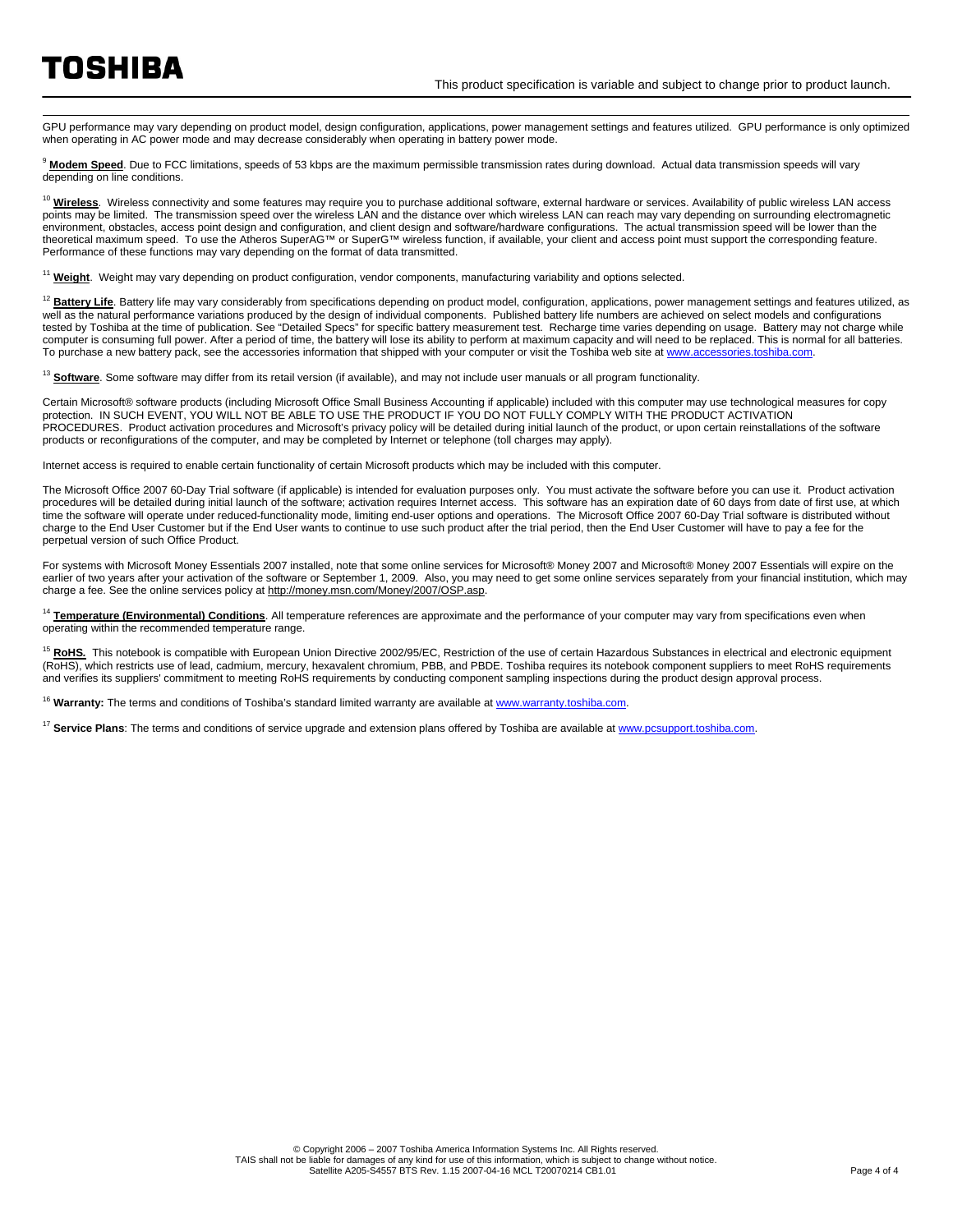GPU performance may vary depending on product model, design configuration, applications, power management settings and features utilized. GPU performance is only optimized when operating in AC power mode and may decrease considerably when operating in battery power mode.

[9] **Modem Speed**. Due to FCC limitations, speeds of 53 kbps are the maximum permissible transmission rates during download. Actual data transmission speeds will vary depending on line conditions.

[10] **Wireless**. Wireless connectivity and some features may require you to purchase additional software, external hardware or services. Availability of public wireless LAN access points may be limited. The transmission speed over the wireless LAN and the distance over which wireless LAN can reach may vary depending on surrounding electromagnetic environment, obstacles, access point design and configuration, and client design and software/hardware configurations. The actual transmission speed will be lower than the theoretical maximum speed. To use the Atheros SuperAG™ or SuperG™ wireless function, if available, your client and access point must support the corresponding feature. Performance of these functions may vary depending on the format of data transmitted.

[11] **Weight**. Weight may vary depending on product configuration, vendor components, manufacturing variability and options selected.

[12] **Battery Life**. Battery life may vary considerably from specifications depending on product model, configuration, applications, power management settings and features utilized, as well as the natural performance variations produced by the design of individual components. Published battery life numbers are achieved on select models and configurations tested by Toshiba at the time of publication. See "Detailed Specs" for specific battery measurement test. Recharge time varies depending on usage. Battery may not charge while computer is consuming full power. After a period of time, the battery will lose its ability to perform at maximum capacity and will need to be replaced. This is normal for all batteries. To purchase a new battery pack, see the accessories information that shipped with your computer or visit the Toshiba web site at www.accessories.toshiba.com.

[13] **Software**. Some software may differ from its retail version (if available), and may not include user manuals or all program functionality.

Certain Microsoft® software products (including Microsoft Office Small Business Accounting if applicable) included with this computer may use technological measures for copy protection. IN SUCH EVENT, YOU WILL NOT BE ABLE TO USE THE PRODUCT IF YOU DO NOT FULLY COMPLY WITH THE PRODUCT ACTIVATION PROCEDURES. Product activation procedures and Microsoft's privacy policy will be detailed during initial launch of the product, or upon certain reinstallations of the software products or reconfigurations of the computer, and may be completed by Internet or telephone (toll charges may apply).

Internet access is required to enable certain functionality of certain Microsoft products which may be included with this computer.

The Microsoft Office 2007 60-Day Trial software (if applicable) is intended for evaluation purposes only. You must activate the software before you can use it. Product activation procedures will be detailed during initial launch of the software; activation requires Internet access. This software has an expiration date of 60 days from date of first use, at which time the software will operate under reduced-functionality mode, limiting end-user options and operations. The Microsoft Office 2007 60-Day Trial software is distributed without charge to the End User Customer but if the End User wants to continue to use such product after the trial period, then the End User Customer will have to pay a fee for the perpetual version of such Office Product.

For systems with Microsoft Money Essentials 2007 installed, note that some online services for Microsoft® Money 2007 and Microsoft® Money 2007 Essentials will expire on the earlier of two years after your activation of the software or September 1, 2009. Also, you may need to get some online services separately from your financial institution, which may charge a fee. See the online services policy at http://money.msn.com/Money/2007/OSP.asp.

[14] **Temperature (Environmental) Conditions**. All temperature references are approximate and the performance of your computer may vary from specifications even when operating within the recommended temperature range.

[15] **RoHS.** This notebook is compatible with European Union Directive 2002/95/EC, Restriction of the use of certain Hazardous Substances in electrical and electronic equipment (RoHS), which restricts use of lead, cadmium, mercury, hexavalent chromium, PBB, and PBDE. Toshiba requires its notebook component suppliers to meet RoHS requirements and verifies its suppliers' commitment to meeting RoHS requirements by conducting component sampling inspections during the product design approval process.

[16] **Warranty:** The terms and conditions of Toshiba's standard limited warranty are available at www.warranty.toshiba.com.

[17] **Service Plans**: The terms and conditions of service upgrade and extension plans offered by Toshiba are available at www.pcsupport.toshiba.com.